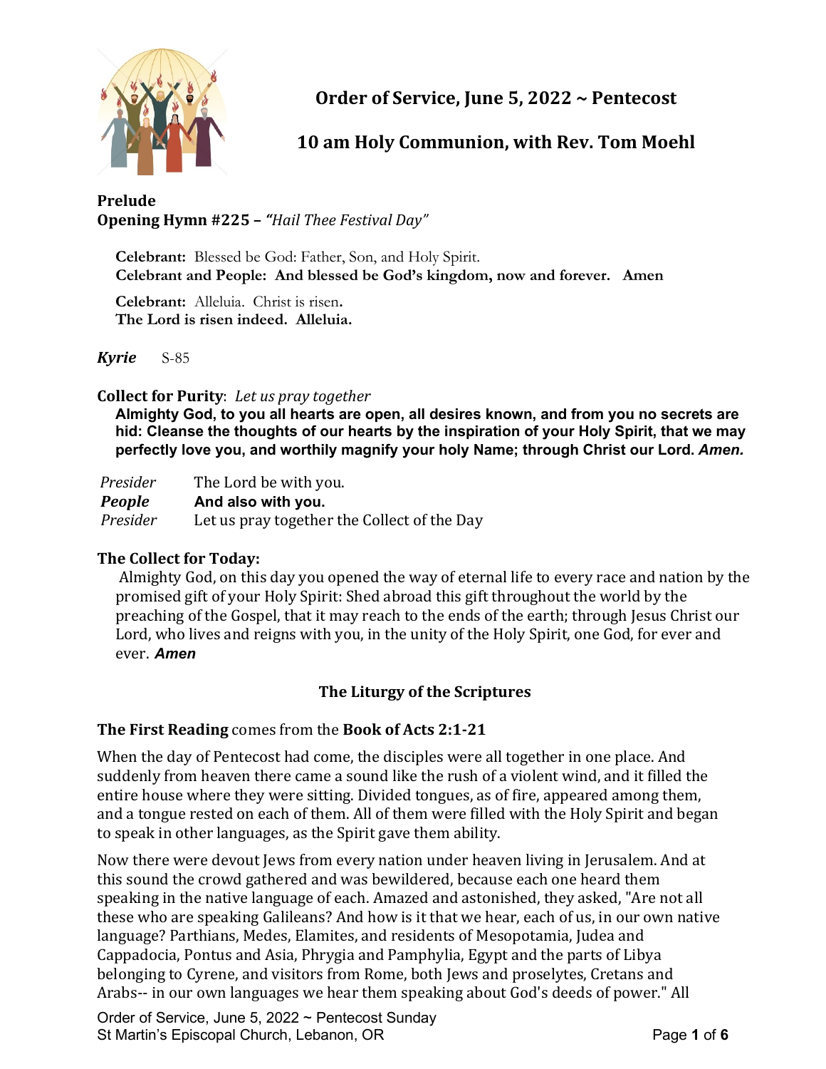# Order of Service, June 5, 2022 ~ Pentecost

## 10 am Holy Communion, with Rev. Tom Moehl

**Prelude**

**Opening Hymn #225 – *"Hail Thee Festival Day"***

**Celebrant:** Blessed be God: Father, Son, and Holy Spirit.
**Celebrant and People: And blessed be God's kingdom, now and forever. Amen**

**Celebrant:** Alleluia. Christ is risen.
**The Lord is risen indeed. Alleluia.**

***Kyrie*** S-85

**Collect for Purity**: *Let us pray together*

**Almighty God, to you all hearts are open, all desires known, and from you no secrets are hid: Cleanse the thoughts of our hearts by the inspiration of your Holy Spirit, that we may perfectly love you, and worthily magnify your holy Name; through Christ our Lord. *Amen.***

*Presider* The Lord be with you.
***People*** **And also with you.**
*Presider* Let us pray together the Collect of the Day

**The Collect for Today:**

Almighty God, on this day you opened the way of eternal life to every race and nation by the promised gift of your Holy Spirit: Shed abroad this gift throughout the world by the preaching of the Gospel, that it may reach to the ends of the earth; through Jesus Christ our Lord, who lives and reigns with you, in the unity of the Holy Spirit, one God, for ever and ever. ***Amen***

### The Liturgy of the Scriptures

**The First Reading** comes from the **Book of Acts 2:1-21**

When the day of Pentecost had come, the disciples were all together in one place. And suddenly from heaven there came a sound like the rush of a violent wind, and it filled the entire house where they were sitting. Divided tongues, as of fire, appeared among them, and a tongue rested on each of them. All of them were filled with the Holy Spirit and began to speak in other languages, as the Spirit gave them ability.

Now there were devout Jews from every nation under heaven living in Jerusalem. And at this sound the crowd gathered and was bewildered, because each one heard them speaking in the native language of each. Amazed and astonished, they asked, "Are not all these who are speaking Galileans? And how is it that we hear, each of us, in our own native language? Parthians, Medes, Elamites, and residents of Mesopotamia, Judea and Cappadocia, Pontus and Asia, Phrygia and Pamphylia, Egypt and the parts of Libya belonging to Cyrene, and visitors from Rome, both Jews and proselytes, Cretans and Arabs-- in our own languages we hear them speaking about God's deeds of power." All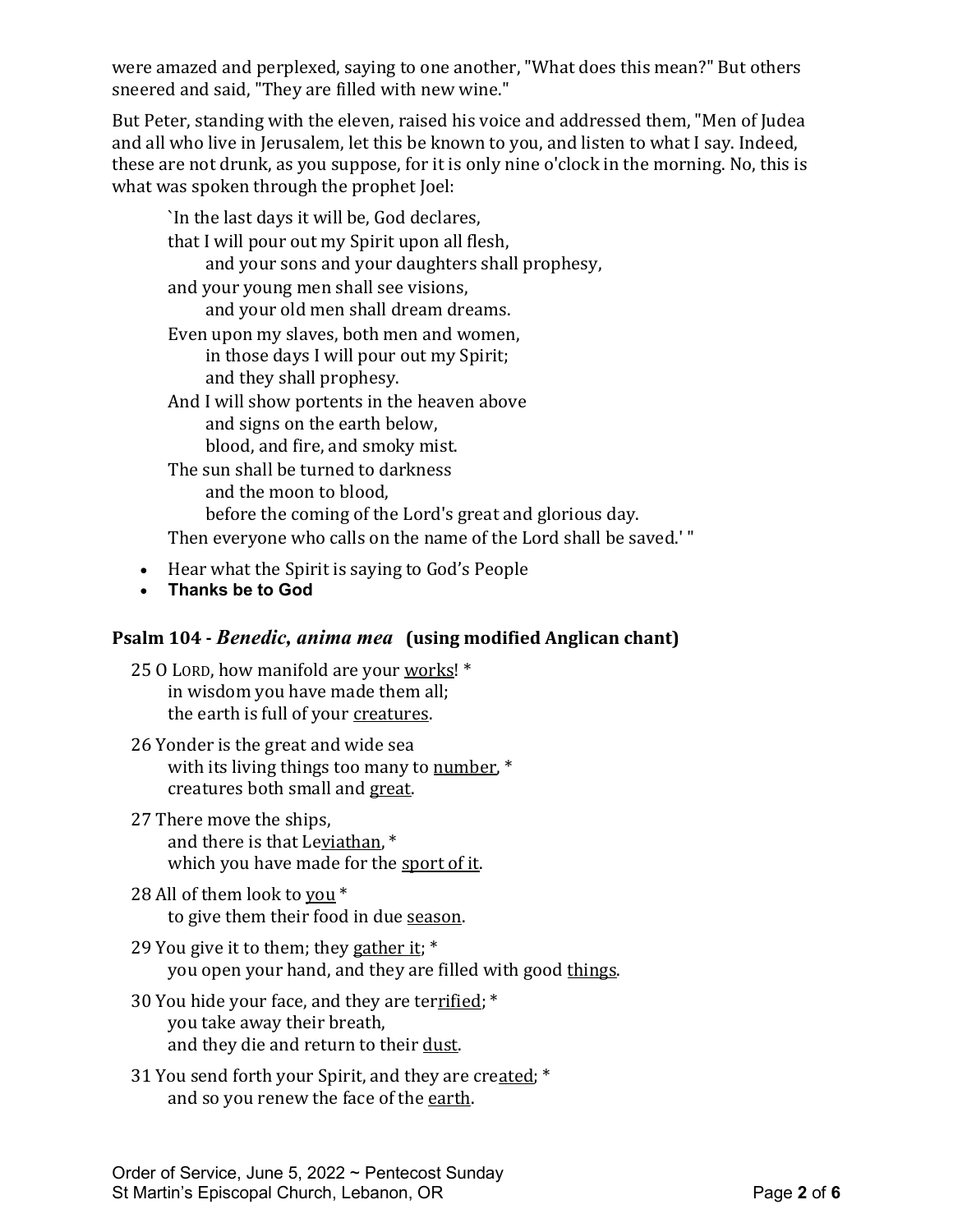were amazed and perplexed, saying to one another, "What does this mean?" But others sneered and said, "They are filled with new wine."

But Peter, standing with the eleven, raised his voice and addressed them, "Men of Judea and all who live in Jerusalem, let this be known to you, and listen to what I say. Indeed, these are not drunk, as you suppose, for it is only nine o'clock in the morning. No, this is what was spoken through the prophet Joel:

> `In the last days it will be, God declares,  
> that I will pour out my Spirit upon all flesh,  
>     and your sons and your daughters shall prophesy,  
> and your young men shall see visions,  
>     and your old men shall dream dreams.  
> Even upon my slaves, both men and women,  
>     in those days I will pour out my Spirit;  
>     and they shall prophesy.  
> And I will show portents in the heaven above  
>     and signs on the earth below,  
>     blood, and fire, and smoky mist.  
> The sun shall be turned to darkness  
>     and the moon to blood,  
>     before the coming of the Lord's great and glorious day.  
> Then everyone who calls on the name of the Lord shall be saved.' "

- Hear what the Spirit is saying to God's People
- **Thanks be to God**

### Psalm 104 - *Benedic, anima mea* (using modified Anglican chant)

25 O LORD, how manifold are your works! *  
    in wisdom you have made them all;  
    the earth is full of your creatures.

26 Yonder is the great and wide sea  
    with its living things too many to number, *  
    creatures both small and great.

27 There move the ships,  
    and there is that Leviathan, *  
    which you have made for the sport of it.

28 All of them look to you *  
    to give them their food in due season.

29 You give it to them; they gather it; *  
    you open your hand, and they are filled with good things.

30 You hide your face, and they are terrified; *  
    you take away their breath,  
    and they die and return to their dust.

31 You send forth your Spirit, and they are created; *  
    and so you renew the face of the earth.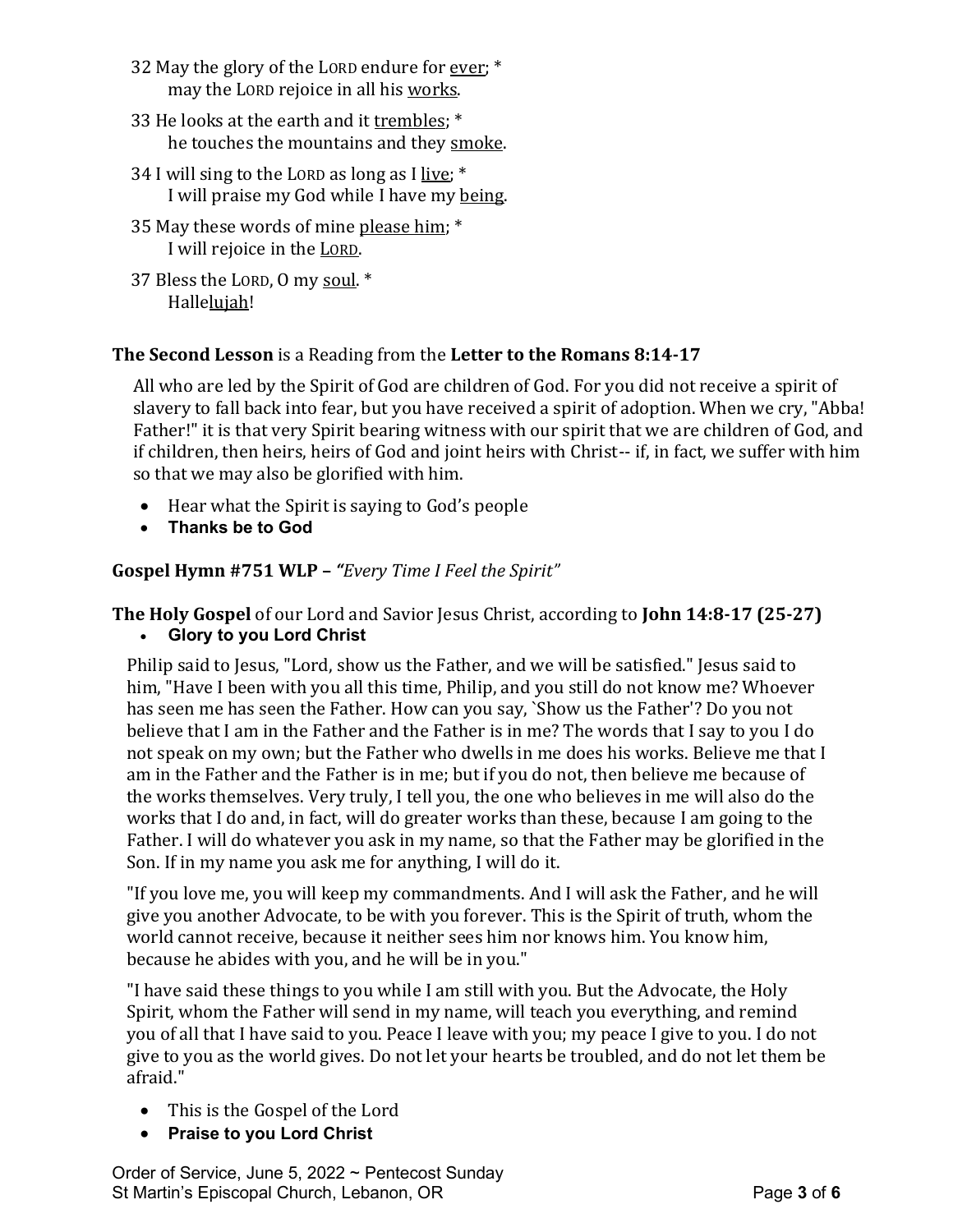32 May the glory of the LORD endure for <u>ever</u>; *
  may the LORD rejoice in all his <u>works</u>.

33 He looks at the earth and it <u>trembles</u>; *
  he touches the mountains and they <u>smoke</u>.

34 I will sing to the LORD as long as I <u>live</u>; *
  I will praise my God while I have my <u>being</u>.

35 May these words of mine <u>please him</u>; *
  I will rejoice in the <u>LORD</u>.

37 Bless the LORD, O my <u>soul</u>. *
  Halle<u>lujah</u>!

**The Second Lesson** is a Reading from the **Letter to the Romans 8:14-17**

All who are led by the Spirit of God are children of God. For you did not receive a spirit of slavery to fall back into fear, but you have received a spirit of adoption. When we cry, "Abba! Father!" it is that very Spirit bearing witness with our spirit that we are children of God, and if children, then heirs, heirs of God and joint heirs with Christ-- if, in fact, we suffer with him so that we may also be glorified with him.

- Hear what the Spirit is saying to God's people
- **Thanks be to God**

**Gospel Hymn #751 WLP – *"Every Time I Feel the Spirit"***

**The Holy Gospel** of our Lord and Savior Jesus Christ, according to **John 14:8-17 (25-27)**

- **Glory to you Lord Christ**

Philip said to Jesus, "Lord, show us the Father, and we will be satisfied." Jesus said to him, "Have I been with you all this time, Philip, and you still do not know me? Whoever has seen me has seen the Father. How can you say, `Show us the Father'? Do you not believe that I am in the Father and the Father is in me? The words that I say to you I do not speak on my own; but the Father who dwells in me does his works. Believe me that I am in the Father and the Father is in me; but if you do not, then believe me because of the works themselves. Very truly, I tell you, the one who believes in me will also do the works that I do and, in fact, will do greater works than these, because I am going to the Father. I will do whatever you ask in my name, so that the Father may be glorified in the Son. If in my name you ask me for anything, I will do it.

"If you love me, you will keep my commandments. And I will ask the Father, and he will give you another Advocate, to be with you forever. This is the Spirit of truth, whom the world cannot receive, because it neither sees him nor knows him. You know him, because he abides with you, and he will be in you."

"I have said these things to you while I am still with you. But the Advocate, the Holy Spirit, whom the Father will send in my name, will teach you everything, and remind you of all that I have said to you. Peace I leave with you; my peace I give to you. I do not give to you as the world gives. Do not let your hearts be troubled, and do not let them be afraid."

- This is the Gospel of the Lord
- **Praise to you Lord Christ**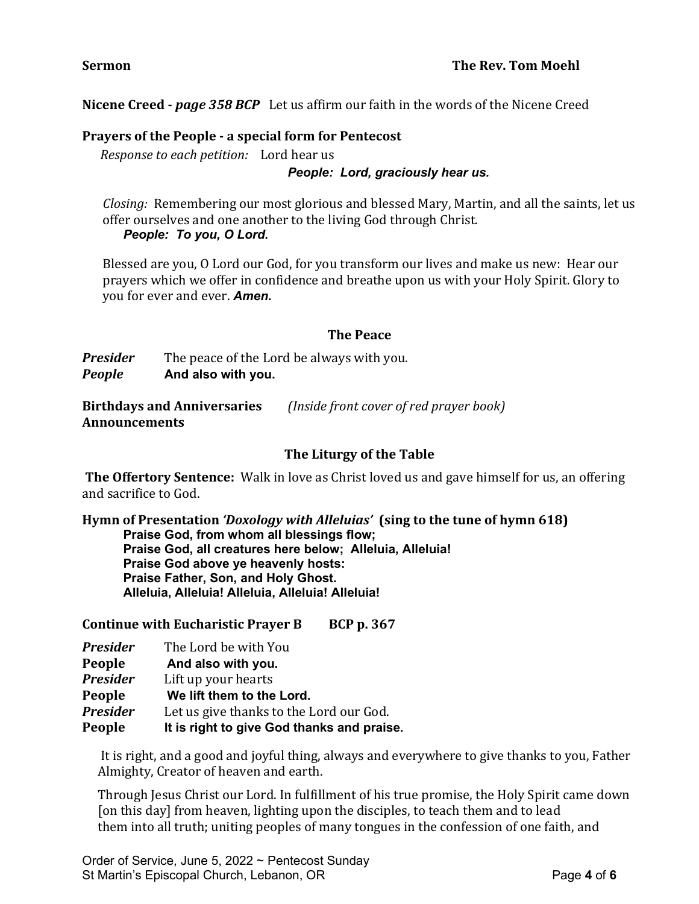**Sermon** **The Rev. Tom Moehl**

**Nicene Creed -** ***page 358 BCP*** Let us affirm our faith in the words of the Nicene Creed

**Prayers of the People - a special form for Pentecost**

*Response to each petition:* Lord hear us

***People: Lord, graciously hear us.***

*Closing:* Remembering our most glorious and blessed Mary, Martin, and all the saints, let us offer ourselves and one another to the living God through Christ.

***People: To you, O Lord.***

Blessed are you, O Lord our God, for you transform our lives and make us new: Hear our prayers which we offer in confidence and breathe upon us with your Holy Spirit. Glory to you for ever and ever. ***Amen.***

**The Peace**

***Presider*** The peace of the Lord be always with you.
***People*** **And also with you.**

**Birthdays and Anniversaries** *(Inside front cover of red prayer book)*
**Announcements**

**The Liturgy of the Table**

**The Offertory Sentence:** Walk in love as Christ loved us and gave himself for us, an offering and sacrifice to God.

**Hymn of Presentation *'Doxology with Alleluias'* (sing to the tune of hymn 618)**

**Praise God, from whom all blessings flow;**
**Praise God, all creatures here below; Alleluia, Alleluia!**
**Praise God above ye heavenly hosts:**
**Praise Father, Son, and Holy Ghost.**
**Alleluia, Alleluia! Alleluia, Alleluia! Alleluia!**

**Continue with Eucharistic Prayer B BCP p. 367**

***Presider*** The Lord be with You
**People** **And also with you.**
***Presider*** Lift up your hearts
**People** **We lift them to the Lord.**
***Presider*** Let us give thanks to the Lord our God.
**People** **It is right to give God thanks and praise.**

It is right, and a good and joyful thing, always and everywhere to give thanks to you, Father Almighty, Creator of heaven and earth.

Through Jesus Christ our Lord. In fulfillment of his true promise, the Holy Spirit came down [on this day] from heaven, lighting upon the disciples, to teach them and to lead them into all truth; uniting peoples of many tongues in the confession of one faith, and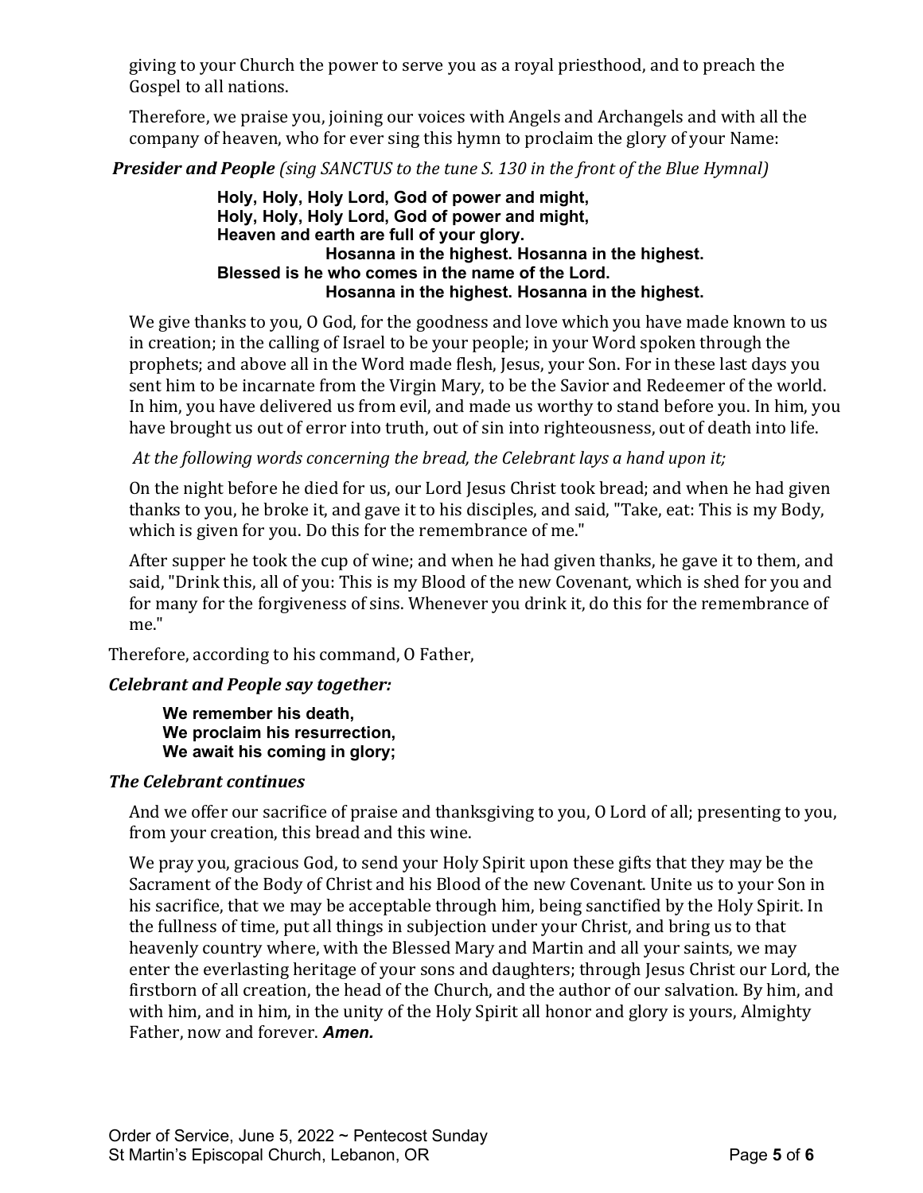giving to your Church the power to serve you as a royal priesthood, and to preach the Gospel to all nations.

Therefore, we praise you, joining our voices with Angels and Archangels and with all the company of heaven, who for ever sing this hymn to proclaim the glory of your Name:

***Presider and People*** *(sing SANCTUS to the tune S. 130 in the front of the Blue Hymnal)*

**Holy, Holy, Holy Lord, God of power and might,**
**Holy, Holy, Holy Lord, God of power and might,**
**Heaven and earth are full of your glory.**
**Hosanna in the highest. Hosanna in the highest.**
**Blessed is he who comes in the name of the Lord.**
**Hosanna in the highest. Hosanna in the highest.**

We give thanks to you, O God, for the goodness and love which you have made known to us in creation; in the calling of Israel to be your people; in your Word spoken through the prophets; and above all in the Word made flesh, Jesus, your Son. For in these last days you sent him to be incarnate from the Virgin Mary, to be the Savior and Redeemer of the world. In him, you have delivered us from evil, and made us worthy to stand before you. In him, you have brought us out of error into truth, out of sin into righteousness, out of death into life.

*At the following words concerning the bread, the Celebrant lays a hand upon it;*

On the night before he died for us, our Lord Jesus Christ took bread; and when he had given thanks to you, he broke it, and gave it to his disciples, and said, "Take, eat: This is my Body, which is given for you. Do this for the remembrance of me."

After supper he took the cup of wine; and when he had given thanks, he gave it to them, and said, "Drink this, all of you: This is my Blood of the new Covenant, which is shed for you and for many for the forgiveness of sins. Whenever you drink it, do this for the remembrance of me."

Therefore, according to his command, O Father,

***Celebrant and People say together:***

**We remember his death,**
**We proclaim his resurrection,**
**We await his coming in glory;**

***The Celebrant continues***

And we offer our sacrifice of praise and thanksgiving to you, O Lord of all; presenting to you, from your creation, this bread and this wine.

We pray you, gracious God, to send your Holy Spirit upon these gifts that they may be the Sacrament of the Body of Christ and his Blood of the new Covenant. Unite us to your Son in his sacrifice, that we may be acceptable through him, being sanctified by the Holy Spirit. In the fullness of time, put all things in subjection under your Christ, and bring us to that heavenly country where, with the Blessed Mary and Martin and all your saints, we may enter the everlasting heritage of your sons and daughters; through Jesus Christ our Lord, the firstborn of all creation, the head of the Church, and the author of our salvation. By him, and with him, and in him, in the unity of the Holy Spirit all honor and glory is yours, Almighty Father, now and forever. ***Amen.***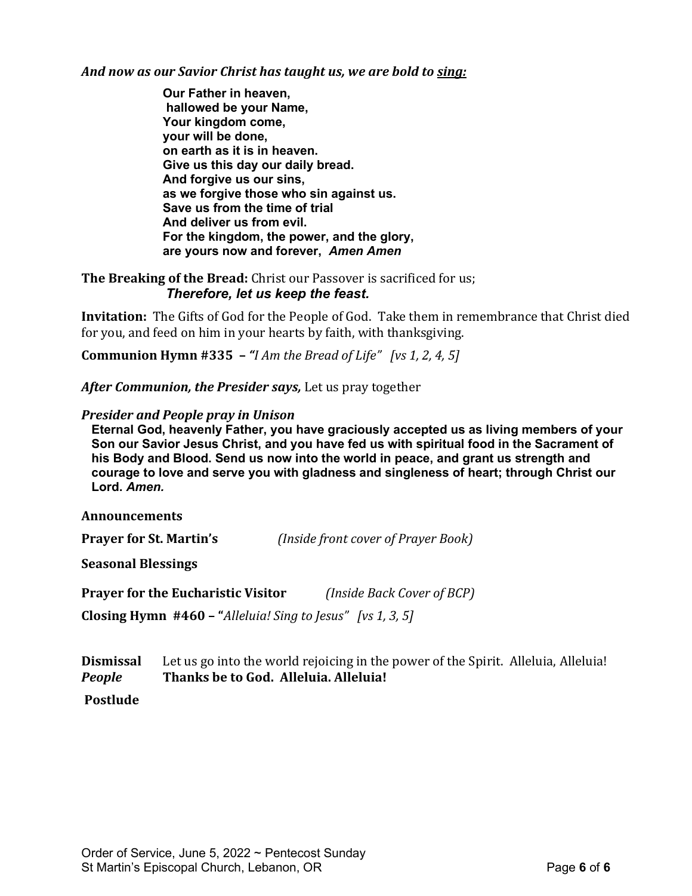***And now as our Savior Christ has taught us, we are bold to <u>sing:</u>***

> **Our Father in heaven,**
> **hallowed be your Name,**
> **Your kingdom come,**
> **your will be done,**
> **on earth as it is in heaven.**
> **Give us this day our daily bread.**
> **And forgive us our sins,**
> **as we forgive those who sin against us.**
> **Save us from the time of trial**
> **And deliver us from evil.**
> **For the kingdom, the power, and the glory,**
> **are yours now and forever,** ***Amen Amen***

**The Breaking of the Bread:** Christ our Passover is sacrificed for us;
***Therefore, let us keep the feast.***

**Invitation:** The Gifts of God for the People of God. Take them in remembrance that Christ died for you, and feed on him in your hearts by faith, with thanksgiving.

**Communion Hymn #335 – "***I Am the Bread of Life" [vs 1, 2, 4, 5]*

***After Communion, the Presider says,*** Let us pray together

***Presider and People pray in Unison***

**Eternal God, heavenly Father, you have graciously accepted us as living members of your Son our Savior Jesus Christ, and you have fed us with spiritual food in the Sacrament of his Body and Blood. Send us now into the world in peace, and grant us strength and courage to love and serve you with gladness and singleness of heart; through Christ our Lord.** ***Amen.***

**Announcements**

**Prayer for St. Martin's** *(Inside front cover of Prayer Book)*

**Seasonal Blessings**

**Prayer for the Eucharistic Visitor** *(Inside Back Cover of BCP)*

**Closing Hymn #460 – "***Alleluia! Sing to Jesus" [vs 1, 3, 5]*

**Dismissal** Let us go into the world rejoicing in the power of the Spirit. Alleluia, Alleluia!
***People*** **Thanks be to God. Alleluia. Alleluia!**

**Postlude**